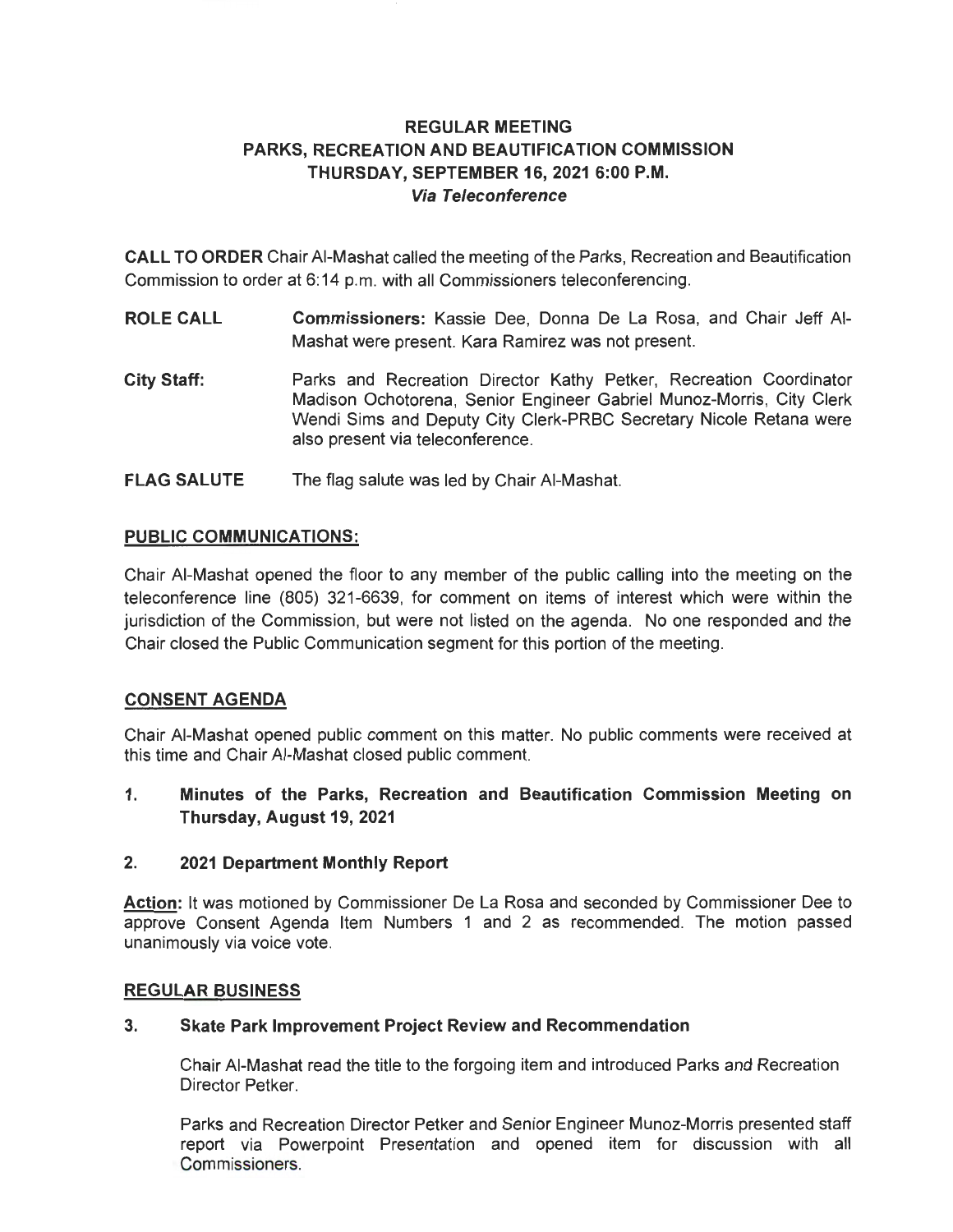# REGULAR MEETING
# PARKS, RECREATION AND BEAUTIFICATION COMMISSION
# THURSDAY, SEPTEMBER 16, 2021 6:00 P.M.
***Via Teleconference***

**CALL TO ORDER** Chair Al-Mashat called the meeting of the Parks, Recreation and Beautification Commission to order at 6:14 p.m. with all Commissioners teleconferencing.

**ROLE CALL** **Commissioners:** Kassie Dee, Donna De La Rosa, and Chair Jeff Al-Mashat were present. Kara Ramirez was not present.

**City Staff:** Parks and Recreation Director Kathy Petker, Recreation Coordinator Madison Ochotorena, Senior Engineer Gabriel Munoz-Morris, City Clerk Wendi Sims and Deputy City Clerk-PRBC Secretary Nicole Retana were also present via teleconference.

**FLAG SALUTE** The flag salute was led by Chair Al-Mashat.

## PUBLIC COMMUNICATIONS:

Chair Al-Mashat opened the floor to any member of the public calling into the meeting on the teleconference line (805) 321-6639, for comment on items of interest which were within the jurisdiction of the Commission, but were not listed on the agenda. No one responded and the Chair closed the Public Communication segment for this portion of the meeting.

## CONSENT AGENDA

Chair Al-Mashat opened public comment on this matter. No public comments were received at this time and Chair Al-Mashat closed public comment.

1. **Minutes of the Parks, Recreation and Beautification Commission Meeting on Thursday, August 19, 2021**

2. **2021 Department Monthly Report**

**Action:** It was motioned by Commissioner De La Rosa and seconded by Commissioner Dee to approve Consent Agenda Item Numbers 1 and 2 as recommended. The motion passed unanimously via voice vote.

## REGULAR BUSINESS

3. **Skate Park Improvement Project Review and Recommendation**

   Chair Al-Mashat read the title to the forgoing item and introduced Parks and Recreation Director Petker.

   Parks and Recreation Director Petker and Senior Engineer Munoz-Morris presented staff report via Powerpoint Presentation and opened item for discussion with all Commissioners.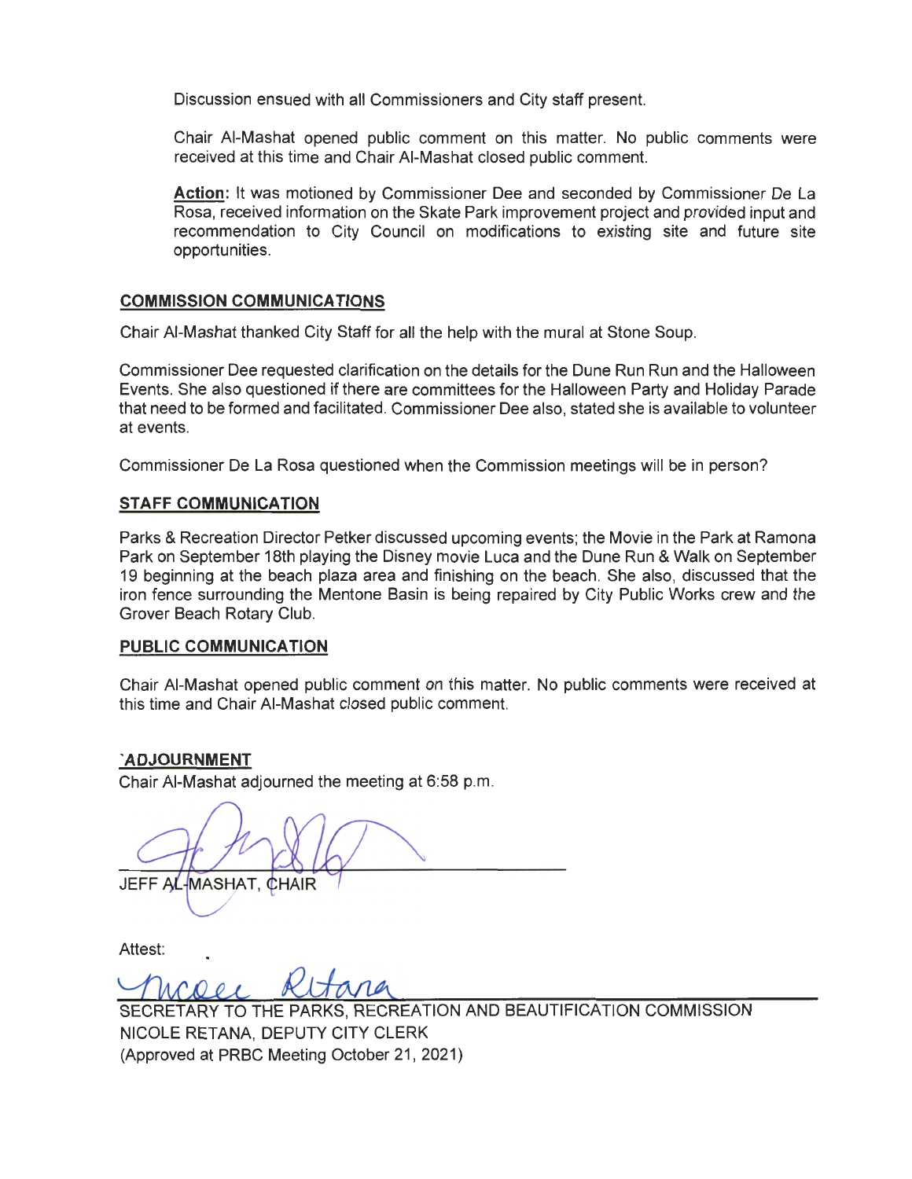Discussion ensued with all Commissioners and City staff present.

Chair Al-Mashat opened public comment on this matter. No public comments were received at this time and Chair Al-Mashat closed public comment.

**Action:** It was motioned by Commissioner Dee and seconded by Commissioner De La Rosa, received information on the Skate Park improvement project and provided input and recommendation to City Council on modifications to existing site and future site opportunities.

## COMMISSION COMMUNICATIONS

Chair Al-Mashat thanked City Staff for all the help with the mural at Stone Soup.

Commissioner Dee requested clarification on the details for the Dune Run Run and the Halloween Events. She also questioned if there are committees for the Halloween Party and Holiday Parade that need to be formed and facilitated. Commissioner Dee also, stated she is available to volunteer at events.

Commissioner De La Rosa questioned when the Commission meetings will be in person?

## STAFF COMMUNICATION

Parks & Recreation Director Petker discussed upcoming events; the Movie in the Park at Ramona Park on September 18th playing the Disney movie Luca and the Dune Run & Walk on September 19 beginning at the beach plaza area and finishing on the beach. She also, discussed that the iron fence surrounding the Mentone Basin is being repaired by City Public Works crew and the Grover Beach Rotary Club.

## PUBLIC COMMUNICATION

Chair Al-Mashat opened public comment on this matter. No public comments were received at this time and Chair Al-Mashat closed public comment.

## `ADJOURNMENT

Chair Al-Mashat adjourned the meeting at 6:58 p.m.

JEFF AL-MASHAT, CHAIR

Attest:

SECRETARY TO THE PARKS, RECREATION AND BEAUTIFICATION COMMISSION
NICOLE RETANA, DEPUTY CITY CLERK
(Approved at PRBC Meeting October 21, 2021)